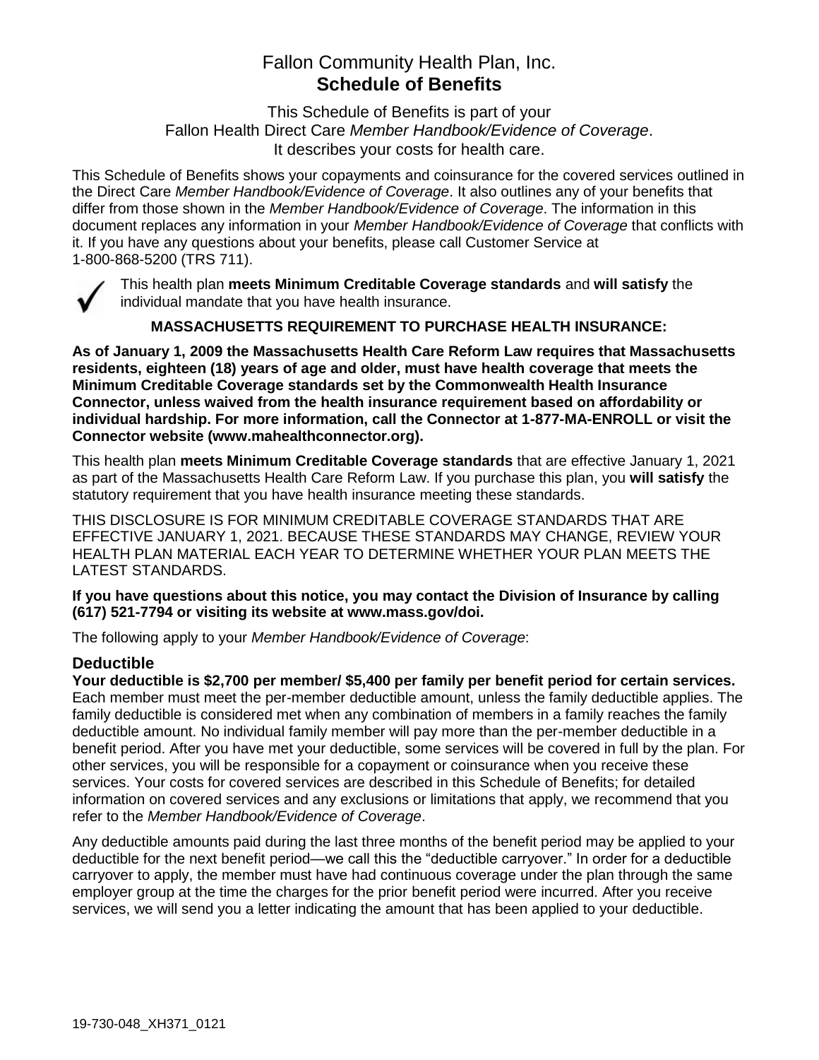# Fallon Community Health Plan, Inc.
## Schedule of Benefits

This Schedule of Benefits is part of your
Fallon Health Direct Care *Member Handbook/Evidence of Coverage*.
It describes your costs for health care.

This Schedule of Benefits shows your copayments and coinsurance for the covered services outlined in the Direct Care *Member Handbook/Evidence of Coverage*. It also outlines any of your benefits that differ from those shown in the *Member Handbook/Evidence of Coverage*. The information in this document replaces any information in your *Member Handbook/Evidence of Coverage* that conflicts with it. If you have any questions about your benefits, please call Customer Service at 1-800-868-5200 (TRS 711).

✓ This health plan **meets Minimum Creditable Coverage standards** and **will satisfy** the individual mandate that you have health insurance.

**MASSACHUSETTS REQUIREMENT TO PURCHASE HEALTH INSURANCE:**

**As of January 1, 2009 the Massachusetts Health Care Reform Law requires that Massachusetts residents, eighteen (18) years of age and older, must have health coverage that meets the Minimum Creditable Coverage standards set by the Commonwealth Health Insurance Connector, unless waived from the health insurance requirement based on affordability or individual hardship. For more information, call the Connector at 1-877-MA-ENROLL or visit the Connector website (www.mahealthconnector.org).**

This health plan **meets Minimum Creditable Coverage standards** that are effective January 1, 2021 as part of the Massachusetts Health Care Reform Law. If you purchase this plan, you **will satisfy** the statutory requirement that you have health insurance meeting these standards.

THIS DISCLOSURE IS FOR MINIMUM CREDITABLE COVERAGE STANDARDS THAT ARE EFFECTIVE JANUARY 1, 2021. BECAUSE THESE STANDARDS MAY CHANGE, REVIEW YOUR HEALTH PLAN MATERIAL EACH YEAR TO DETERMINE WHETHER YOUR PLAN MEETS THE LATEST STANDARDS.

**If you have questions about this notice, you may contact the Division of Insurance by calling (617) 521-7794 or visiting its website at www.mass.gov/doi.**

The following apply to your *Member Handbook/Evidence of Coverage*:

### Deductible

**Your deductible is $2,700 per member/ $5,400 per family per benefit period for certain services.** Each member must meet the per-member deductible amount, unless the family deductible applies. The family deductible is considered met when any combination of members in a family reaches the family deductible amount. No individual family member will pay more than the per-member deductible in a benefit period. After you have met your deductible, some services will be covered in full by the plan. For other services, you will be responsible for a copayment or coinsurance when you receive these services. Your costs for covered services are described in this Schedule of Benefits; for detailed information on covered services and any exclusions or limitations that apply, we recommend that you refer to the *Member Handbook/Evidence of Coverage*.

Any deductible amounts paid during the last three months of the benefit period may be applied to your deductible for the next benefit period—we call this the "deductible carryover." In order for a deductible carryover to apply, the member must have had continuous coverage under the plan through the same employer group at the time the charges for the prior benefit period were incurred. After you receive services, we will send you a letter indicating the amount that has been applied to your deductible.

19-730-048_XH371_0121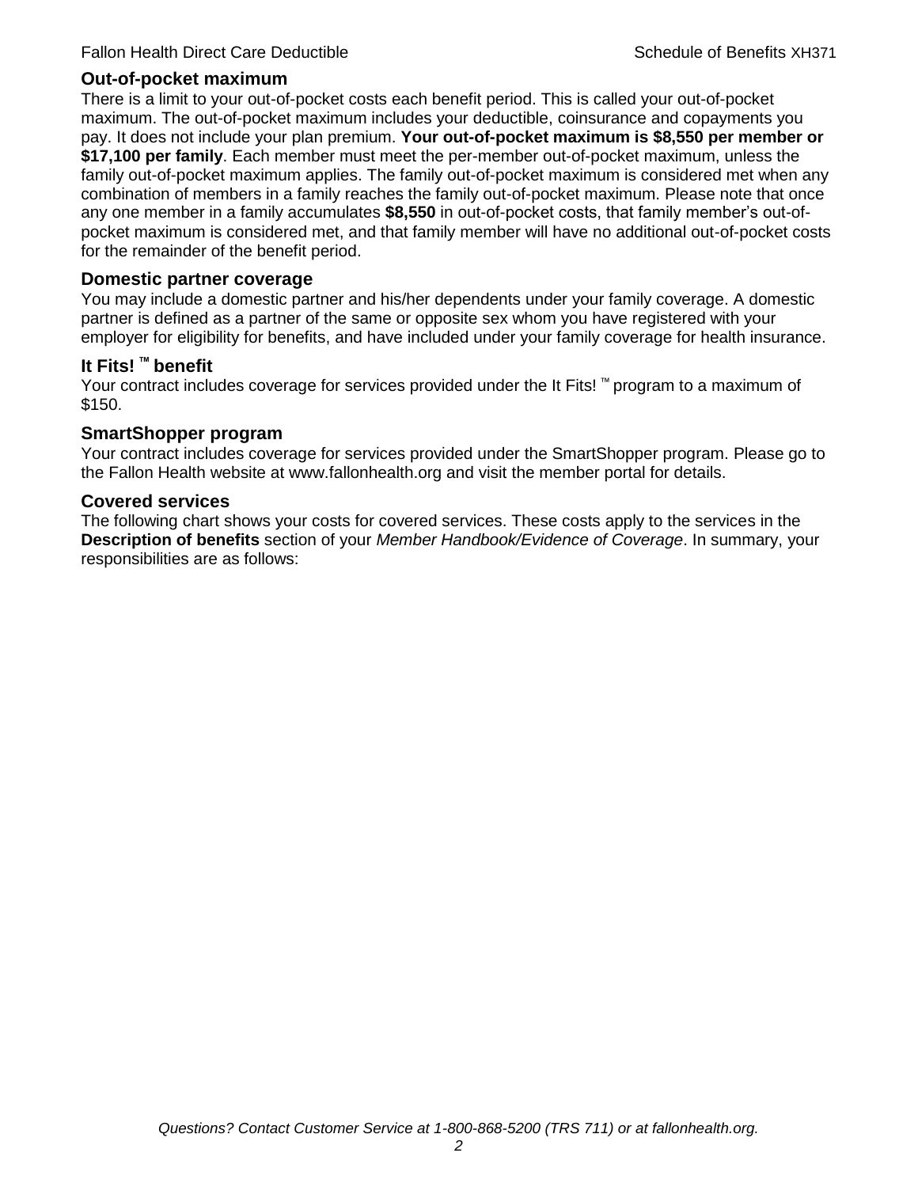## Out-of-pocket maximum

There is a limit to your out-of-pocket costs each benefit period. This is called your out-of-pocket maximum. The out-of-pocket maximum includes your deductible, coinsurance and copayments you pay. It does not include your plan premium. **Your out-of-pocket maximum is $8,550 per member or $17,100 per family**. Each member must meet the per-member out-of-pocket maximum, unless the family out-of-pocket maximum applies. The family out-of-pocket maximum is considered met when any combination of members in a family reaches the family out-of-pocket maximum. Please note that once any one member in a family accumulates **$8,550** in out-of-pocket costs, that family member's out-of-pocket maximum is considered met, and that family member will have no additional out-of-pocket costs for the remainder of the benefit period.

## Domestic partner coverage

You may include a domestic partner and his/her dependents under your family coverage. A domestic partner is defined as a partner of the same or opposite sex whom you have registered with your employer for eligibility for benefits, and have included under your family coverage for health insurance.

## It Fits! ™ benefit

Your contract includes coverage for services provided under the It Fits! ™ program to a maximum of $150.

## SmartShopper program

Your contract includes coverage for services provided under the SmartShopper program. Please go to the Fallon Health website at www.fallonhealth.org and visit the member portal for details.

## Covered services

The following chart shows your costs for covered services. These costs apply to the services in the **Description of benefits** section of your *Member Handbook/Evidence of Coverage*. In summary, your responsibilities are as follows: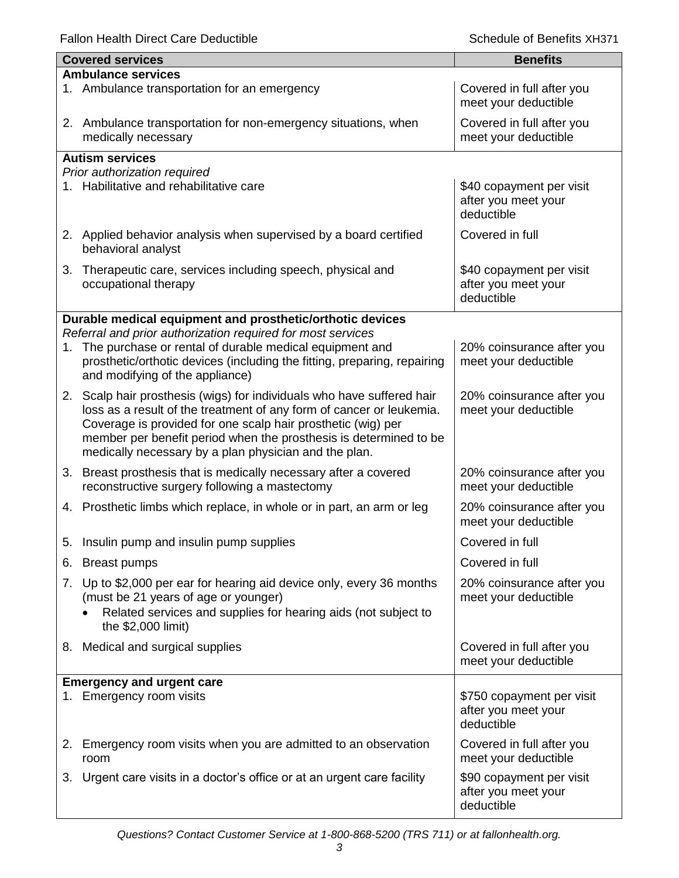| Covered services | Benefits |
|---|---|
| **Ambulance services** | |
| 1. Ambulance transportation for an emergency | Covered in full after you meet your deductible |
| 2. Ambulance transportation for non-emergency situations, when medically necessary | Covered in full after you meet your deductible |
| **Autism services** *Prior authorization required* | |
| 1. Habilitative and rehabilitative care | $40 copayment per visit after you meet your deductible |
| 2. Applied behavior analysis when supervised by a board certified behavioral analyst | Covered in full |
| 3. Therapeutic care, services including speech, physical and occupational therapy | $40 copayment per visit after you meet your deductible |
| **Durable medical equipment and prosthetic/orthotic devices** *Referral and prior authorization required for most services* | |
| 1. The purchase or rental of durable medical equipment and prosthetic/orthotic devices (including the fitting, preparing, repairing and modifying of the appliance) | 20% coinsurance after you meet your deductible |
| 2. Scalp hair prosthesis (wigs) for individuals who have suffered hair loss as a result of the treatment of any form of cancer or leukemia. Coverage is provided for one scalp hair prosthetic (wig) per member per benefit period when the prosthesis is determined to be medically necessary by a plan physician and the plan. | 20% coinsurance after you meet your deductible |
| 3. Breast prosthesis that is medically necessary after a covered reconstructive surgery following a mastectomy | 20% coinsurance after you meet your deductible |
| 4. Prosthetic limbs which replace, in whole or in part, an arm or leg | 20% coinsurance after you meet your deductible |
| 5. Insulin pump and insulin pump supplies | Covered in full |
| 6. Breast pumps | Covered in full |
| 7. Up to $2,000 per ear for hearing aid device only, every 36 months (must be 21 years of age or younger) • Related services and supplies for hearing aids (not subject to the $2,000 limit) | 20% coinsurance after you meet your deductible |
| 8. Medical and surgical supplies | Covered in full after you meet your deductible |
| **Emergency and urgent care** | |
| 1. Emergency room visits | $750 copayment per visit after you meet your deductible |
| 2. Emergency room visits when you are admitted to an observation room | Covered in full after you meet your deductible |
| 3. Urgent care visits in a doctor's office or at an urgent care facility | $90 copayment per visit after you meet your deductible |

*Questions? Contact Customer Service at 1-800-868-5200 (TRS 711) or at fallonhealth.org.*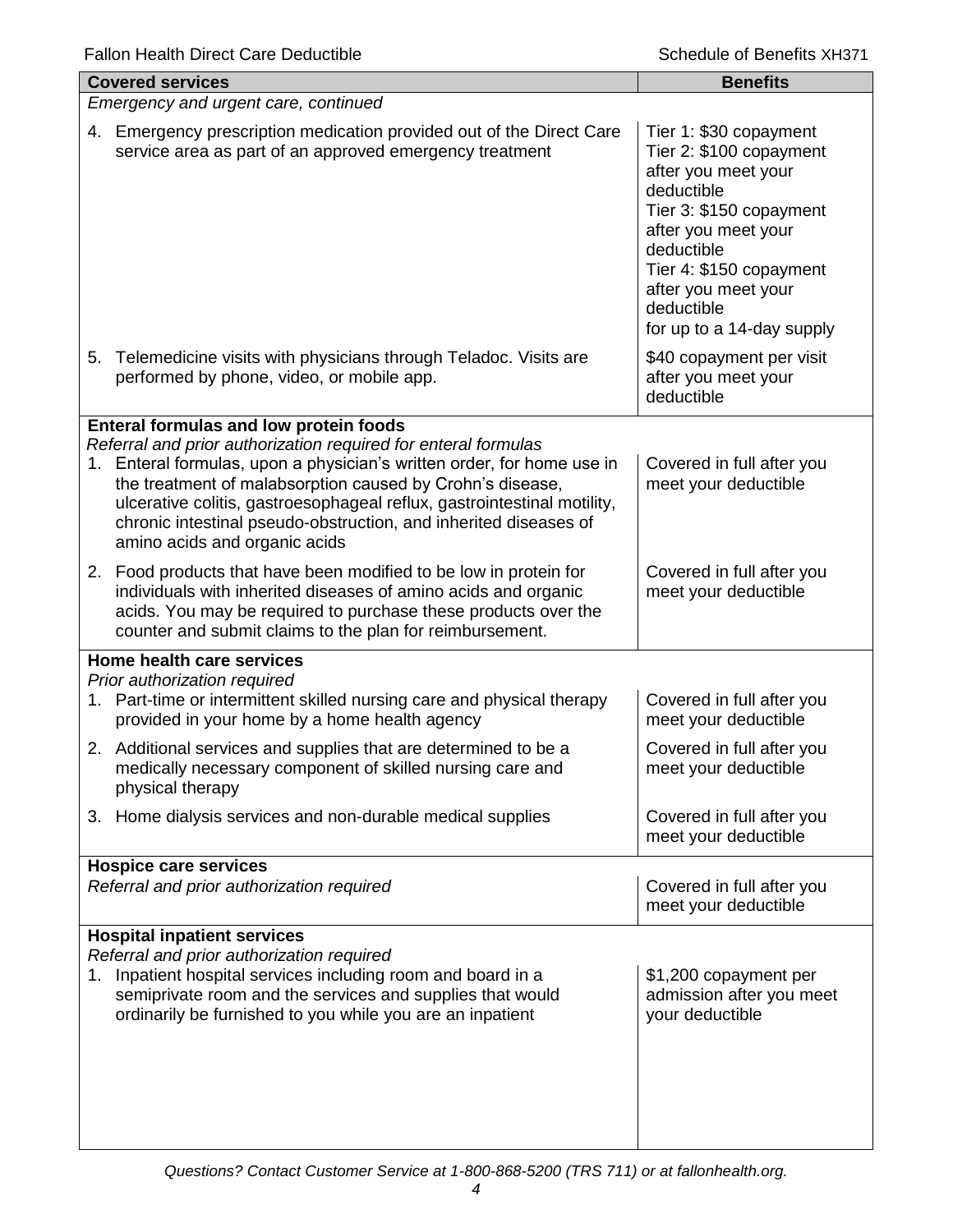| Covered services | Benefits |
|---|---|
| *Emergency and urgent care, continued* | |
| 4. Emergency prescription medication provided out of the Direct Care service area as part of an approved emergency treatment | Tier 1: $30 copayment<br>Tier 2: $100 copayment after you meet your deductible<br>Tier 3: $150 copayment after you meet your deductible<br>Tier 4: $150 copayment after you meet your deductible<br>for up to a 14-day supply |
| 5. Telemedicine visits with physicians through Teladoc. Visits are performed by phone, video, or mobile app. | $40 copayment per visit after you meet your deductible |
| **Enteral formulas and low protein foods**<br>*Referral and prior authorization required for enteral formulas* | |
| 1. Enteral formulas, upon a physician's written order, for home use in the treatment of malabsorption caused by Crohn's disease, ulcerative colitis, gastroesophageal reflux, gastrointestinal motility, chronic intestinal pseudo-obstruction, and inherited diseases of amino acids and organic acids | Covered in full after you meet your deductible |
| 2. Food products that have been modified to be low in protein for individuals with inherited diseases of amino acids and organic acids. You may be required to purchase these products over the counter and submit claims to the plan for reimbursement. | Covered in full after you meet your deductible |
| **Home health care services**<br>*Prior authorization required* | |
| 1. Part-time or intermittent skilled nursing care and physical therapy provided in your home by a home health agency | Covered in full after you meet your deductible |
| 2. Additional services and supplies that are determined to be a medically necessary component of skilled nursing care and physical therapy | Covered in full after you meet your deductible |
| 3. Home dialysis services and non-durable medical supplies | Covered in full after you meet your deductible |
| **Hospice care services**<br>*Referral and prior authorization required* | Covered in full after you meet your deductible |
| **Hospital inpatient services**<br>*Referral and prior authorization required* | |
| 1. Inpatient hospital services including room and board in a semiprivate room and the services and supplies that would ordinarily be furnished to you while you are an inpatient | $1,200 copayment per admission after you meet your deductible |

*Questions? Contact Customer Service at 1-800-868-5200 (TRS 711) or at fallonhealth.org.*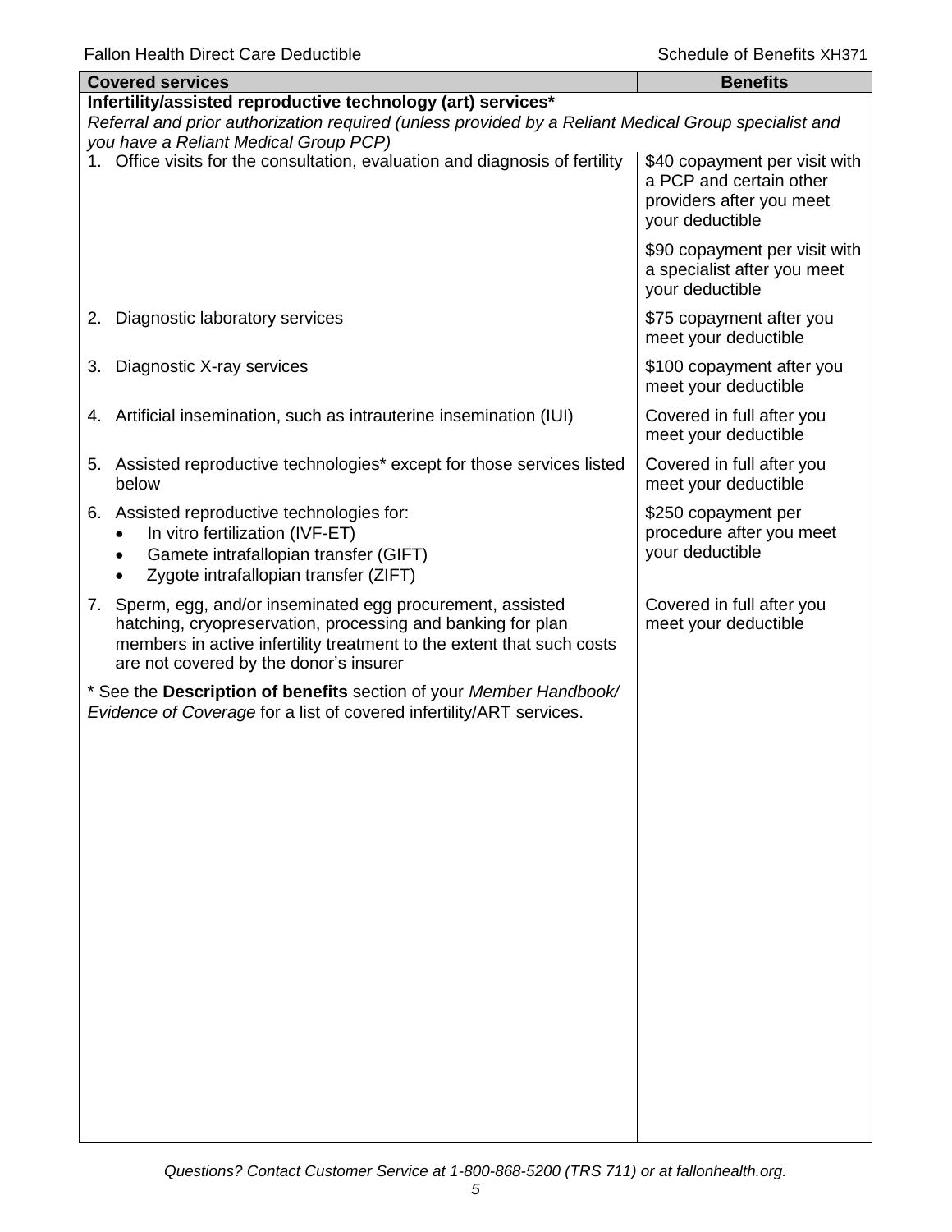| Covered services | Benefits |
|---|---|
| **Infertility/assisted reproductive technology (art) services*** <br> *Referral and prior authorization required (unless provided by a Reliant Medical Group specialist and you have a Reliant Medical Group PCP)* | |
| 1. Office visits for the consultation, evaluation and diagnosis of fertility | $40 copayment per visit with a PCP and certain other providers after you meet your deductible <br><br> $90 copayment per visit with a specialist after you meet your deductible |
| 2. Diagnostic laboratory services | $75 copayment after you meet your deductible |
| 3. Diagnostic X-ray services | $100 copayment after you meet your deductible |
| 4. Artificial insemination, such as intrauterine insemination (IUI) | Covered in full after you meet your deductible |
| 5. Assisted reproductive technologies* except for those services listed below | Covered in full after you meet your deductible |
| 6. Assisted reproductive technologies for: <br> • In vitro fertilization (IVF-ET) <br> • Gamete intrafallopian transfer (GIFT) <br> • Zygote intrafallopian transfer (ZIFT) | $250 copayment per procedure after you meet your deductible |
| 7. Sperm, egg, and/or inseminated egg procurement, assisted hatching, cryopreservation, processing and banking for plan members in active infertility treatment to the extent that such costs are not covered by the donor's insurer | Covered in full after you meet your deductible |
| * See the **Description of benefits** section of your *Member Handbook/ Evidence of Coverage* for a list of covered infertility/ART services. | |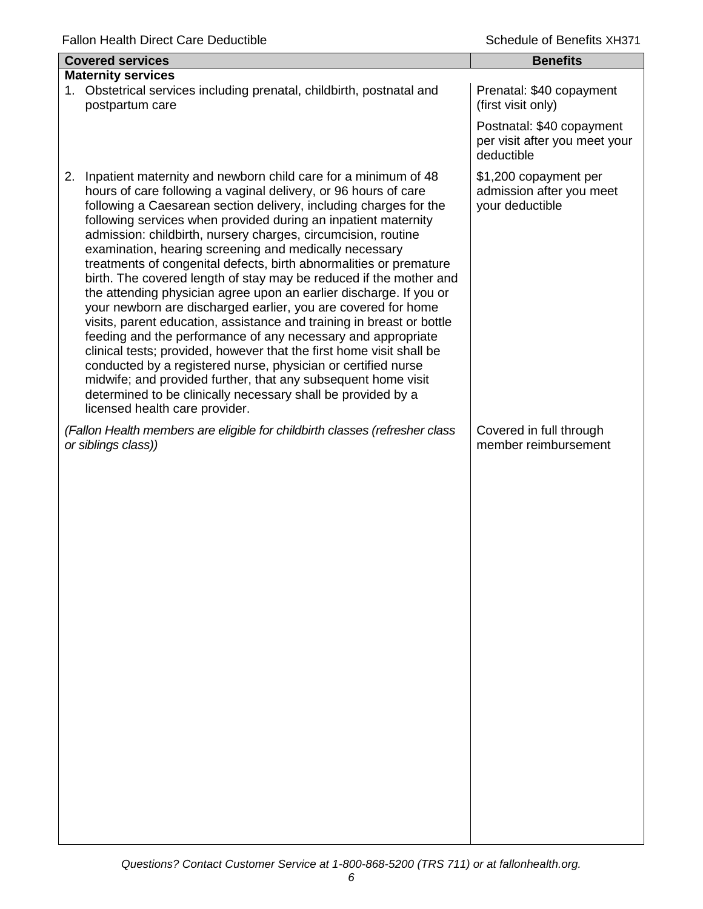| Covered services | Benefits |
|---|---|
| **Maternity services** | |
| 1. Obstetrical services including prenatal, childbirth, postnatal and postpartum care | Prenatal: $40 copayment (first visit only)<br><br>Postnatal: $40 copayment per visit after you meet your deductible |
| 2. Inpatient maternity and newborn child care for a minimum of 48 hours of care following a vaginal delivery, or 96 hours of care following a Caesarean section delivery, including charges for the following services when provided during an inpatient maternity admission: childbirth, nursery charges, circumcision, routine examination, hearing screening and medically necessary treatments of congenital defects, birth abnormalities or premature birth. The covered length of stay may be reduced if the mother and the attending physician agree upon an earlier discharge. If you or your newborn are discharged earlier, you are covered for home visits, parent education, assistance and training in breast or bottle feeding and the performance of any necessary and appropriate clinical tests; provided, however that the first home visit shall be conducted by a registered nurse, physician or certified nurse midwife; and provided further, that any subsequent home visit determined to be clinically necessary shall be provided by a licensed health care provider. | $1,200 copayment per admission after you meet your deductible |
| *(Fallon Health members are eligible for childbirth classes (refresher class or siblings class))* | Covered in full through member reimbursement |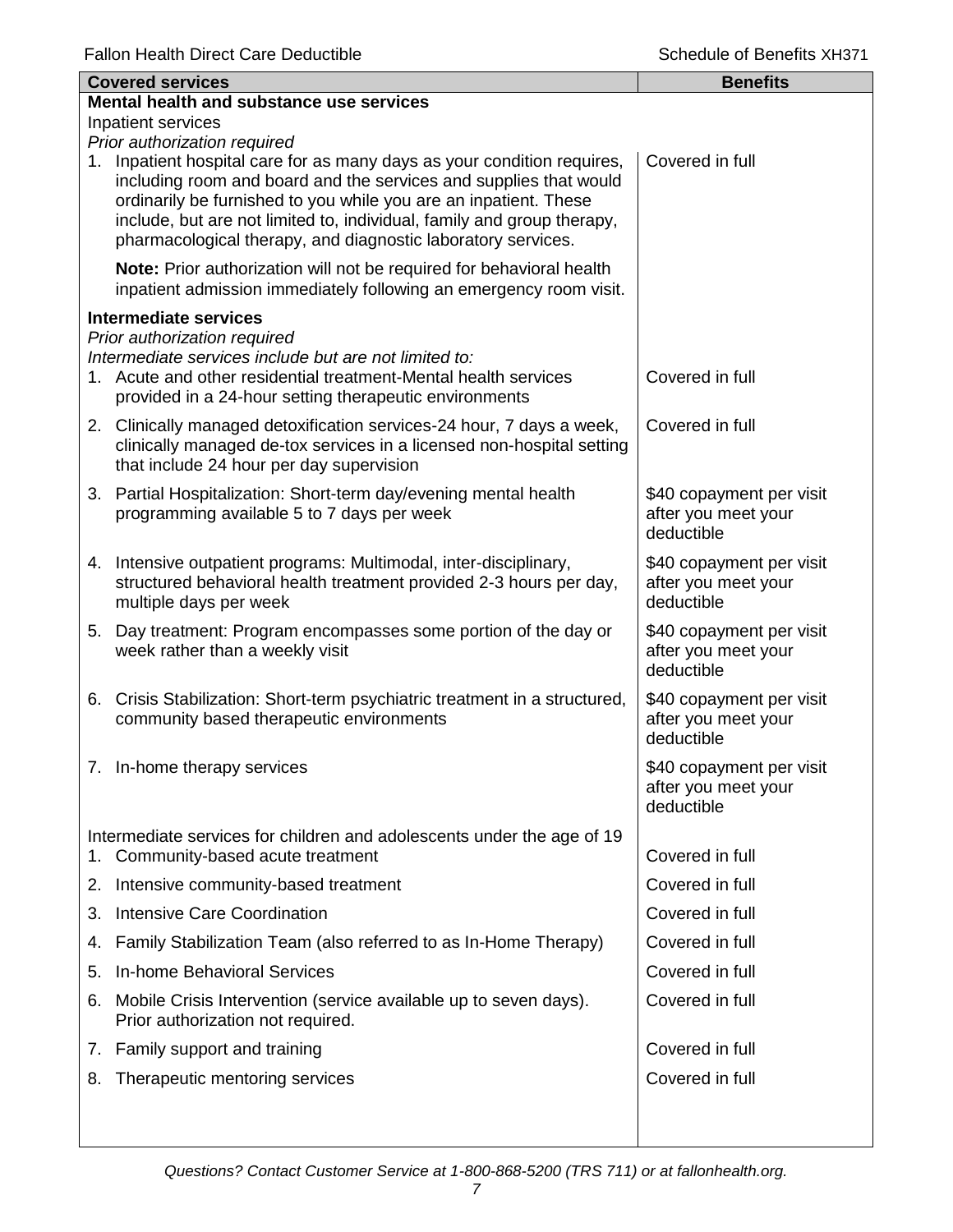| Covered services | Benefits |
| --- | --- |
| **Mental health and substance use services** | |
| Inpatient services | |
| *Prior authorization required* | |
| 1. Inpatient hospital care for as many days as your condition requires, including room and board and the services and supplies that would ordinarily be furnished to you while you are an inpatient. These include, but are not limited to, individual, family and group therapy, pharmacological therapy, and diagnostic laboratory services. | Covered in full |
| **Note:** Prior authorization will not be required for behavioral health inpatient admission immediately following an emergency room visit. | |
| **Intermediate services** | |
| *Prior authorization required* | |
| *Intermediate services include but are not limited to:* | |
| 1. Acute and other residential treatment-Mental health services provided in a 24-hour setting therapeutic environments | Covered in full |
| 2. Clinically managed detoxification services-24 hour, 7 days a week, clinically managed de-tox services in a licensed non-hospital setting that include 24 hour per day supervision | Covered in full |
| 3. Partial Hospitalization: Short-term day/evening mental health programming available 5 to 7 days per week | $40 copayment per visit after you meet your deductible |
| 4. Intensive outpatient programs: Multimodal, inter-disciplinary, structured behavioral health treatment provided 2-3 hours per day, multiple days per week | $40 copayment per visit after you meet your deductible |
| 5. Day treatment: Program encompasses some portion of the day or week rather than a weekly visit | $40 copayment per visit after you meet your deductible |
| 6. Crisis Stabilization: Short-term psychiatric treatment in a structured, community based therapeutic environments | $40 copayment per visit after you meet your deductible |
| 7. In-home therapy services | $40 copayment per visit after you meet your deductible |
| Intermediate services for children and adolescents under the age of 19 | |
| 1. Community-based acute treatment | Covered in full |
| 2. Intensive community-based treatment | Covered in full |
| 3. Intensive Care Coordination | Covered in full |
| 4. Family Stabilization Team (also referred to as In-Home Therapy) | Covered in full |
| 5. In-home Behavioral Services | Covered in full |
| 6. Mobile Crisis Intervention (service available up to seven days). Prior authorization not required. | Covered in full |
| 7. Family support and training | Covered in full |
| 8. Therapeutic mentoring services | Covered in full |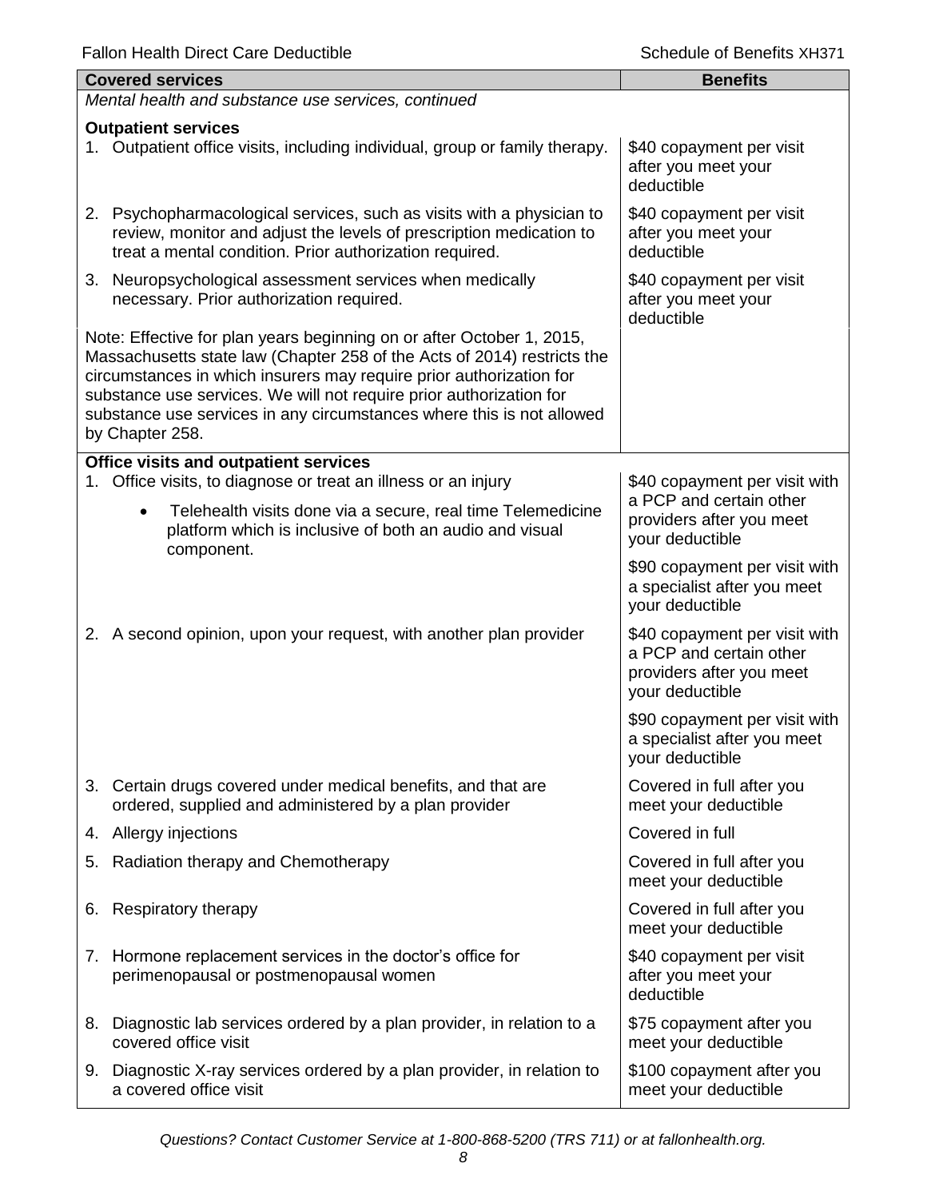| Covered services | Benefits |
|---|---|
| *Mental health and substance use services, continued* | |
| **Outpatient services** | |
| 1. Outpatient office visits, including individual, group or family therapy. | $40 copayment per visit after you meet your deductible |
| 2. Psychopharmacological services, such as visits with a physician to review, monitor and adjust the levels of prescription medication to treat a mental condition. Prior authorization required. | $40 copayment per visit after you meet your deductible |
| 3. Neuropsychological assessment services when medically necessary. Prior authorization required. | $40 copayment per visit after you meet your deductible |
| Note: Effective for plan years beginning on or after October 1, 2015, Massachusetts state law (Chapter 258 of the Acts of 2014) restricts the circumstances in which insurers may require prior authorization for substance use services. We will not require prior authorization for substance use services in any circumstances where this is not allowed by Chapter 258. | |
| **Office visits and outpatient services** | |
| 1. Office visits, to diagnose or treat an illness or an injury<br>• Telehealth visits done via a secure, real time Telemedicine platform which is inclusive of both an audio and visual component. | $40 copayment per visit with a PCP and certain other providers after you meet your deductible<br><br>$90 copayment per visit with a specialist after you meet your deductible |
| 2. A second opinion, upon your request, with another plan provider | $40 copayment per visit with a PCP and certain other providers after you meet your deductible<br><br>$90 copayment per visit with a specialist after you meet your deductible |
| 3. Certain drugs covered under medical benefits, and that are ordered, supplied and administered by a plan provider | Covered in full after you meet your deductible |
| 4. Allergy injections | Covered in full |
| 5. Radiation therapy and Chemotherapy | Covered in full after you meet your deductible |
| 6. Respiratory therapy | Covered in full after you meet your deductible |
| 7. Hormone replacement services in the doctor's office for perimenopausal or postmenopausal women | $40 copayment per visit after you meet your deductible |
| 8. Diagnostic lab services ordered by a plan provider, in relation to a covered office visit | $75 copayment after you meet your deductible |
| 9. Diagnostic X-ray services ordered by a plan provider, in relation to a covered office visit | $100 copayment after you meet your deductible |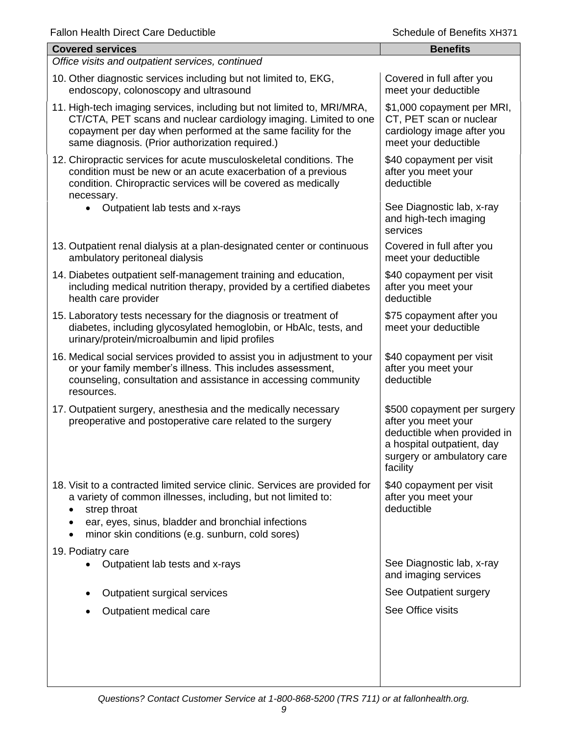| Covered services | Benefits |
| --- | --- |
| *Office visits and outpatient services, continued* | |
| 10. Other diagnostic services including but not limited to, EKG, endoscopy, colonoscopy and ultrasound | Covered in full after you meet your deductible |
| 11. High-tech imaging services, including but not limited to, MRI/MRA, CT/CTA, PET scans and nuclear cardiology imaging. Limited to one copayment per day when performed at the same facility for the same diagnosis. (Prior authorization required.) | $1,000 copayment per MRI, CT, PET scan or nuclear cardiology image after you meet your deductible |
| 12. Chiropractic services for acute musculoskeletal conditions. The condition must be new or an acute exacerbation of a previous condition. Chiropractic services will be covered as medically necessary. | $40 copayment per visit after you meet your deductible |
| • Outpatient lab tests and x-rays | See Diagnostic lab, x-ray and high-tech imaging services |
| 13. Outpatient renal dialysis at a plan-designated center or continuous ambulatory peritoneal dialysis | Covered in full after you meet your deductible |
| 14. Diabetes outpatient self-management training and education, including medical nutrition therapy, provided by a certified diabetes health care provider | $40 copayment per visit after you meet your deductible |
| 15. Laboratory tests necessary for the diagnosis or treatment of diabetes, including glycosylated hemoglobin, or HbAlc, tests, and urinary/protein/microalbumin and lipid profiles | $75 copayment after you meet your deductible |
| 16. Medical social services provided to assist you in adjustment to your or your family member's illness. This includes assessment, counseling, consultation and assistance in accessing community resources. | $40 copayment per visit after you meet your deductible |
| 17. Outpatient surgery, anesthesia and the medically necessary preoperative and postoperative care related to the surgery | $500 copayment per surgery after you meet your deductible when provided in a hospital outpatient, day surgery or ambulatory care facility |
| 18. Visit to a contracted limited service clinic. Services are provided for a variety of common illnesses, including, but not limited to:<br>• strep throat<br>• ear, eyes, sinus, bladder and bronchial infections<br>• minor skin conditions (e.g. sunburn, cold sores) | $40 copayment per visit after you meet your deductible |
| 19. Podiatry care | |
| • Outpatient lab tests and x-rays | See Diagnostic lab, x-ray and imaging services |
| • Outpatient surgical services | See Outpatient surgery |
| • Outpatient medical care | See Office visits |

*Questions? Contact Customer Service at 1-800-868-5200 (TRS 711) or at fallonhealth.org.*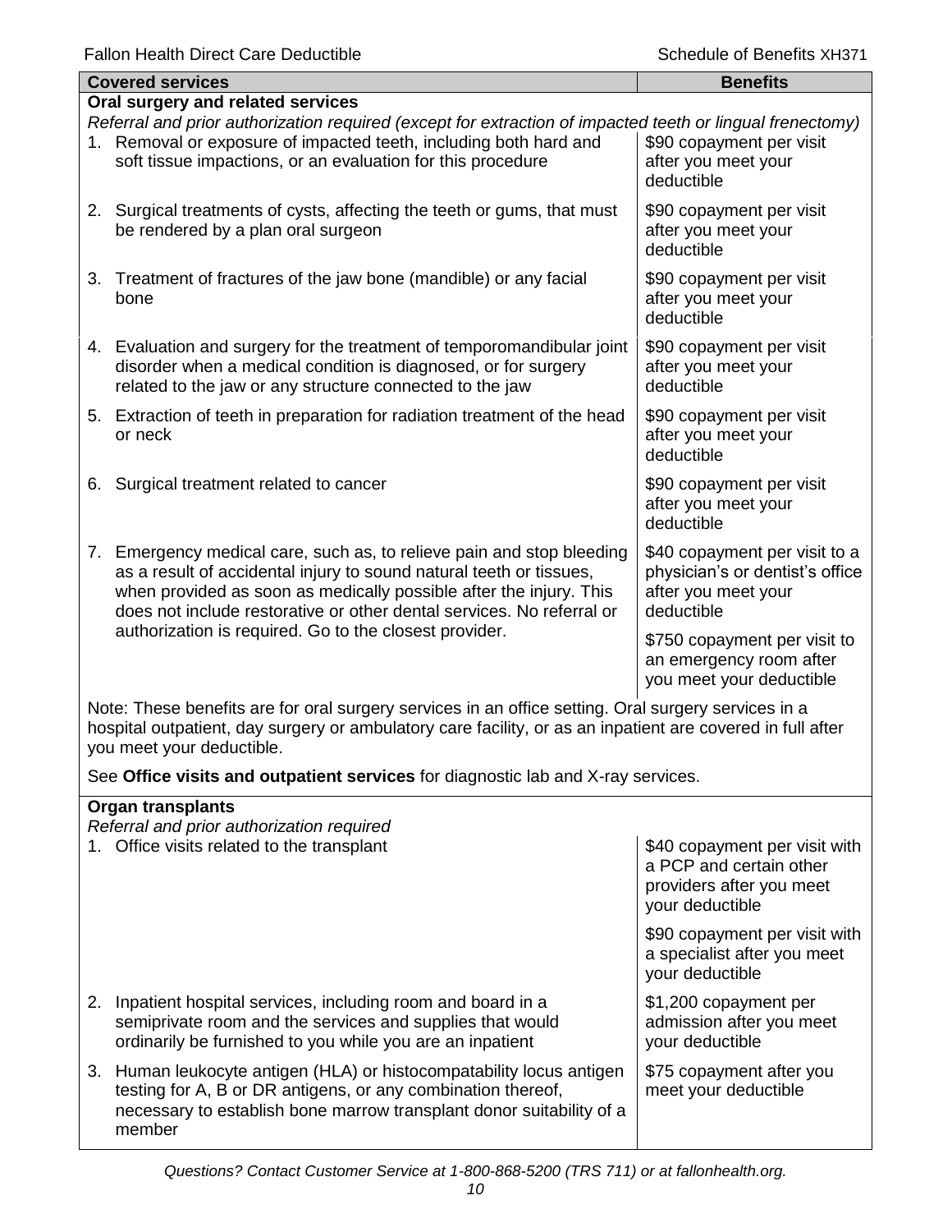| Covered services | Benefits |
|---|---|
| **Oral surgery and related services** | |
| *Referral and prior authorization required (except for extraction of impacted teeth or lingual frenectomy)* | |
| 1. Removal or exposure of impacted teeth, including both hard and soft tissue impactions, or an evaluation for this procedure | $90 copayment per visit after you meet your deductible |
| 2. Surgical treatments of cysts, affecting the teeth or gums, that must be rendered by a plan oral surgeon | $90 copayment per visit after you meet your deductible |
| 3. Treatment of fractures of the jaw bone (mandible) or any facial bone | $90 copayment per visit after you meet your deductible |
| 4. Evaluation and surgery for the treatment of temporomandibular joint disorder when a medical condition is diagnosed, or for surgery related to the jaw or any structure connected to the jaw | $90 copayment per visit after you meet your deductible |
| 5. Extraction of teeth in preparation for radiation treatment of the head or neck | $90 copayment per visit after you meet your deductible |
| 6. Surgical treatment related to cancer | $90 copayment per visit after you meet your deductible |
| 7. Emergency medical care, such as, to relieve pain and stop bleeding as a result of accidental injury to sound natural teeth or tissues, when provided as soon as medically possible after the injury. This does not include restorative or other dental services. No referral or authorization is required. Go to the closest provider. | $40 copayment per visit to a physician's or dentist's office after you meet your deductible<br><br>$750 copayment per visit to an emergency room after you meet your deductible |
| Note: These benefits are for oral surgery services in an office setting. Oral surgery services in a hospital outpatient, day surgery or ambulatory care facility, or as an inpatient are covered in full after you meet your deductible.<br><br>See **Office visits and outpatient services** for diagnostic lab and X-ray services. | |
| **Organ transplants** | |
| *Referral and prior authorization required* | |
| 1. Office visits related to the transplant | $40 copayment per visit with a PCP and certain other providers after you meet your deductible<br><br>$90 copayment per visit with a specialist after you meet your deductible |
| 2. Inpatient hospital services, including room and board in a semiprivate room and the services and supplies that would ordinarily be furnished to you while you are an inpatient | $1,200 copayment per admission after you meet your deductible |
| 3. Human leukocyte antigen (HLA) or histocompatability locus antigen testing for A, B or DR antigens, or any combination thereof, necessary to establish bone marrow transplant donor suitability of a member | $75 copayment after you meet your deductible |

*Questions? Contact Customer Service at 1-800-868-5200 (TRS 711) or at fallonhealth.org.*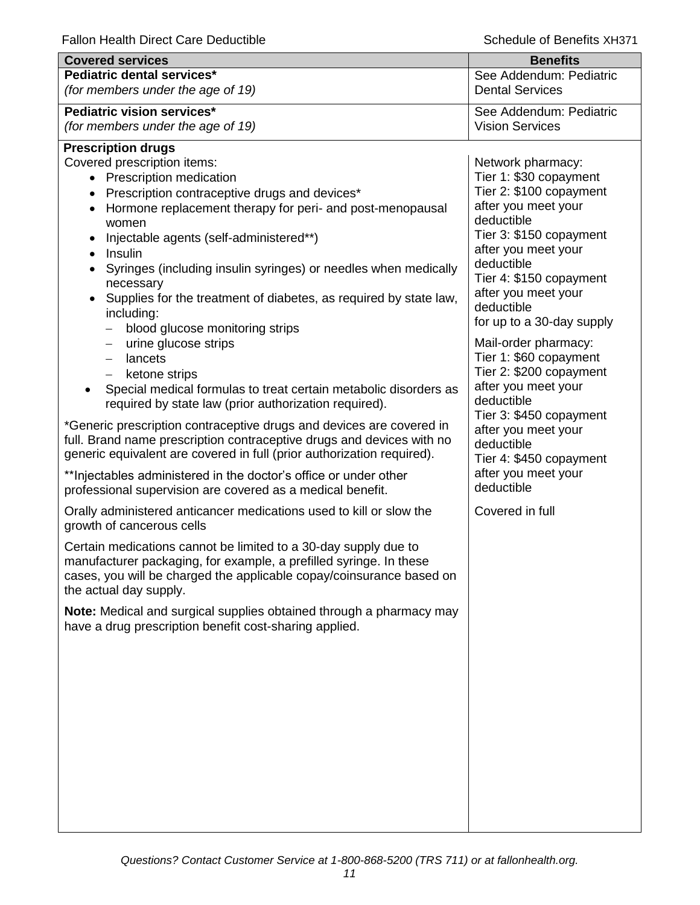| Covered services | Benefits |
|---|---|
| **Pediatric dental services*** *(for members under the age of 19)* | See Addendum: Pediatric Dental Services |
| **Pediatric vision services*** *(for members under the age of 19)* | See Addendum: Pediatric Vision Services |
| **Prescription drugs** | |
| Covered prescription items:<br>• Prescription medication<br>• Prescription contraceptive drugs and devices*<br>• Hormone replacement therapy for peri- and post-menopausal women<br>• Injectable agents (self-administered**)<br>• Insulin<br>• Syringes (including insulin syringes) or needles when medically necessary<br>• Supplies for the treatment of diabetes, as required by state law, including:<br>  – blood glucose monitoring strips<br>  – urine glucose strips<br>  – lancets<br>  – ketone strips<br>• Special medical formulas to treat certain metabolic disorders as required by state law (prior authorization required).<br><br>*Generic prescription contraceptive drugs and devices are covered in full. Brand name prescription contraceptive drugs and devices with no generic equivalent are covered in full (prior authorization required).<br><br>**Injectables administered in the doctor's office or under other professional supervision are covered as a medical benefit. | Network pharmacy:<br>Tier 1: $30 copayment<br>Tier 2: $100 copayment after you meet your deductible<br>Tier 3: $150 copayment after you meet your deductible<br>Tier 4: $150 copayment after you meet your deductible<br>for up to a 30-day supply<br><br>Mail-order pharmacy:<br>Tier 1: $60 copayment<br>Tier 2: $200 copayment after you meet your deductible<br>Tier 3: $450 copayment after you meet your deductible<br>Tier 4: $450 copayment after you meet your deductible |
| Orally administered anticancer medications used to kill or slow the growth of cancerous cells<br><br>Certain medications cannot be limited to a 30-day supply due to manufacturer packaging, for example, a prefilled syringe. In these cases, you will be charged the applicable copay/coinsurance based on the actual day supply.<br><br>**Note:** Medical and surgical supplies obtained through a pharmacy may have a drug prescription benefit cost-sharing applied. | Covered in full |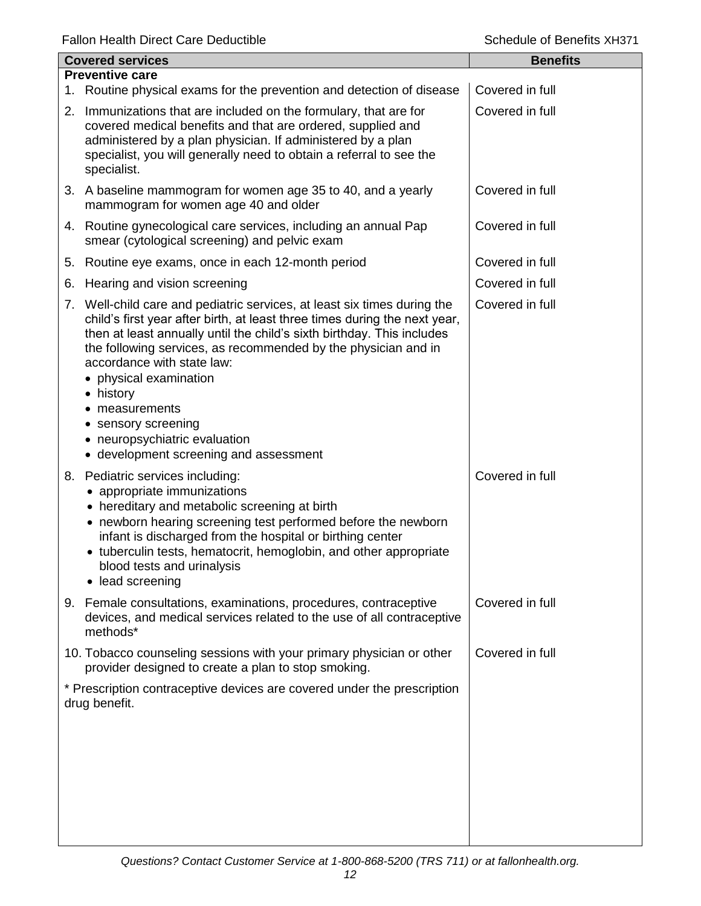| Covered services | Benefits |
|---|---|
| **Preventive care** | |
| 1. Routine physical exams for the prevention and detection of disease | Covered in full |
| 2. Immunizations that are included on the formulary, that are for covered medical benefits and that are ordered, supplied and administered by a plan physician. If administered by a plan specialist, you will generally need to obtain a referral to see the specialist. | Covered in full |
| 3. A baseline mammogram for women age 35 to 40, and a yearly mammogram for women age 40 and older | Covered in full |
| 4. Routine gynecological care services, including an annual Pap smear (cytological screening) and pelvic exam | Covered in full |
| 5. Routine eye exams, once in each 12-month period | Covered in full |
| 6. Hearing and vision screening | Covered in full |
| 7. Well-child care and pediatric services, at least six times during the child's first year after birth, at least three times during the next year, then at least annually until the child's sixth birthday. This includes the following services, as recommended by the physician and in accordance with state law:<br>• physical examination<br>• history<br>• measurements<br>• sensory screening<br>• neuropsychiatric evaluation<br>• development screening and assessment | Covered in full |
| 8. Pediatric services including:<br>• appropriate immunizations<br>• hereditary and metabolic screening at birth<br>• newborn hearing screening test performed before the newborn infant is discharged from the hospital or birthing center<br>• tuberculin tests, hematocrit, hemoglobin, and other appropriate blood tests and urinalysis<br>• lead screening | Covered in full |
| 9. Female consultations, examinations, procedures, contraceptive devices, and medical services related to the use of all contraceptive methods* | Covered in full |
| 10. Tobacco counseling sessions with your primary physician or other provider designed to create a plan to stop smoking. | Covered in full |
| * Prescription contraceptive devices are covered under the prescription drug benefit. | |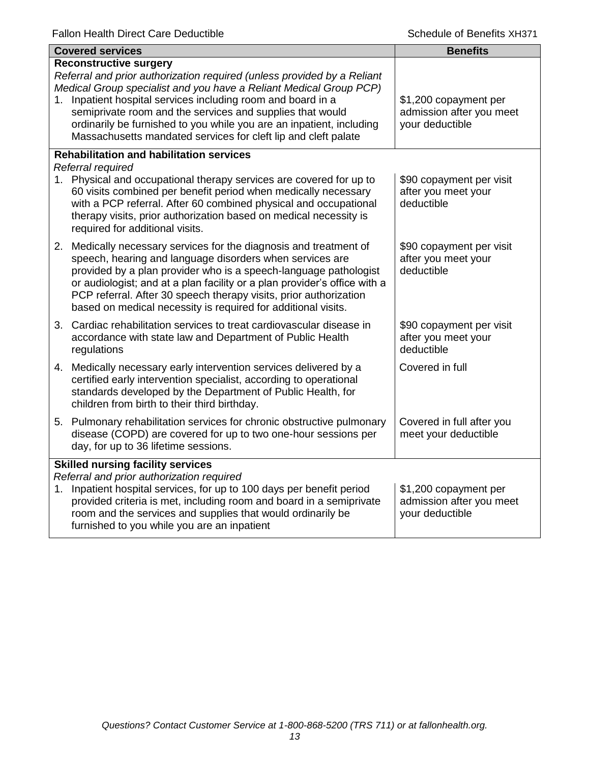| Covered services | Benefits |
|---|---|
| **Reconstructive surgery**<br>*Referral and prior authorization required (unless provided by a Reliant Medical Group specialist and you have a Reliant Medical Group PCP)* | |
| 1. Inpatient hospital services including room and board in a semiprivate room and the services and supplies that would ordinarily be furnished to you while you are an inpatient, including Massachusetts mandated services for cleft lip and cleft palate | $1,200 copayment per admission after you meet your deductible |
| **Rehabilitation and habilitation services**<br>*Referral required* | |
| 1. Physical and occupational therapy services are covered for up to 60 visits combined per benefit period when medically necessary with a PCP referral. After 60 combined physical and occupational therapy visits, prior authorization based on medical necessity is required for additional visits. | $90 copayment per visit after you meet your deductible |
| 2. Medically necessary services for the diagnosis and treatment of speech, hearing and language disorders when services are provided by a plan provider who is a speech-language pathologist or audiologist; and at a plan facility or a plan provider's office with a PCP referral. After 30 speech therapy visits, prior authorization based on medical necessity is required for additional visits. | $90 copayment per visit after you meet your deductible |
| 3. Cardiac rehabilitation services to treat cardiovascular disease in accordance with state law and Department of Public Health regulations | $90 copayment per visit after you meet your deductible |
| 4. Medically necessary early intervention services delivered by a certified early intervention specialist, according to operational standards developed by the Department of Public Health, for children from birth to their third birthday. | Covered in full |
| 5. Pulmonary rehabilitation services for chronic obstructive pulmonary disease (COPD) are covered for up to two one-hour sessions per day, for up to 36 lifetime sessions. | Covered in full after you meet your deductible |
| **Skilled nursing facility services**<br>*Referral and prior authorization required* | |
| 1. Inpatient hospital services, for up to 100 days per benefit period provided criteria is met, including room and board in a semiprivate room and the services and supplies that would ordinarily be furnished to you while you are an inpatient | $1,200 copayment per admission after you meet your deductible |

*Questions? Contact Customer Service at 1-800-868-5200 (TRS 711) or at fallonhealth.org.*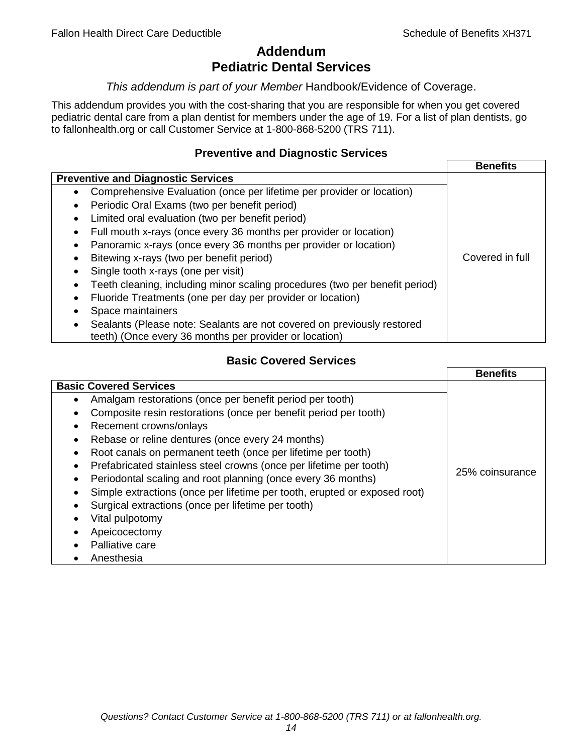# Addendum
# Pediatric Dental Services

*This addendum is part of your Member* Handbook/Evidence of Coverage.

This addendum provides you with the cost-sharing that you are responsible for when you get covered pediatric dental care from a plan dentist for members under the age of 19. For a list of plan dentists, go to fallonhealth.org or call Customer Service at 1-800-868-5200 (TRS 711).

### Preventive and Diagnostic Services

| Preventive and Diagnostic Services | Benefits |
|---|---|
| • Comprehensive Evaluation (once per lifetime per provider or location)<br>• Periodic Oral Exams (two per benefit period)<br>• Limited oral evaluation (two per benefit period)<br>• Full mouth x-rays (once every 36 months per provider or location)<br>• Panoramic x-rays (once every 36 months per provider or location)<br>• Bitewing x-rays (two per benefit period)<br>• Single tooth x-rays (one per visit)<br>• Teeth cleaning, including minor scaling procedures (two per benefit period)<br>• Fluoride Treatments (one per day per provider or location)<br>• Space maintainers<br>• Sealants (Please note: Sealants are not covered on previously restored teeth) (Once every 36 months per provider or location) | Covered in full |

### Basic Covered Services

| Basic Covered Services | Benefits |
|---|---|
| • Amalgam restorations (once per benefit period per tooth)<br>• Composite resin restorations (once per benefit period per tooth)<br>• Recement crowns/onlays<br>• Rebase or reline dentures (once every 24 months)<br>• Root canals on permanent teeth (once per lifetime per tooth)<br>• Prefabricated stainless steel crowns (once per lifetime per tooth)<br>• Periodontal scaling and root planning (once every 36 months)<br>• Simple extractions (once per lifetime per tooth, erupted or exposed root)<br>• Surgical extractions (once per lifetime per tooth)<br>• Vital pulpotomy<br>• Apeicocectomy<br>• Palliative care<br>• Anesthesia | 25% coinsurance |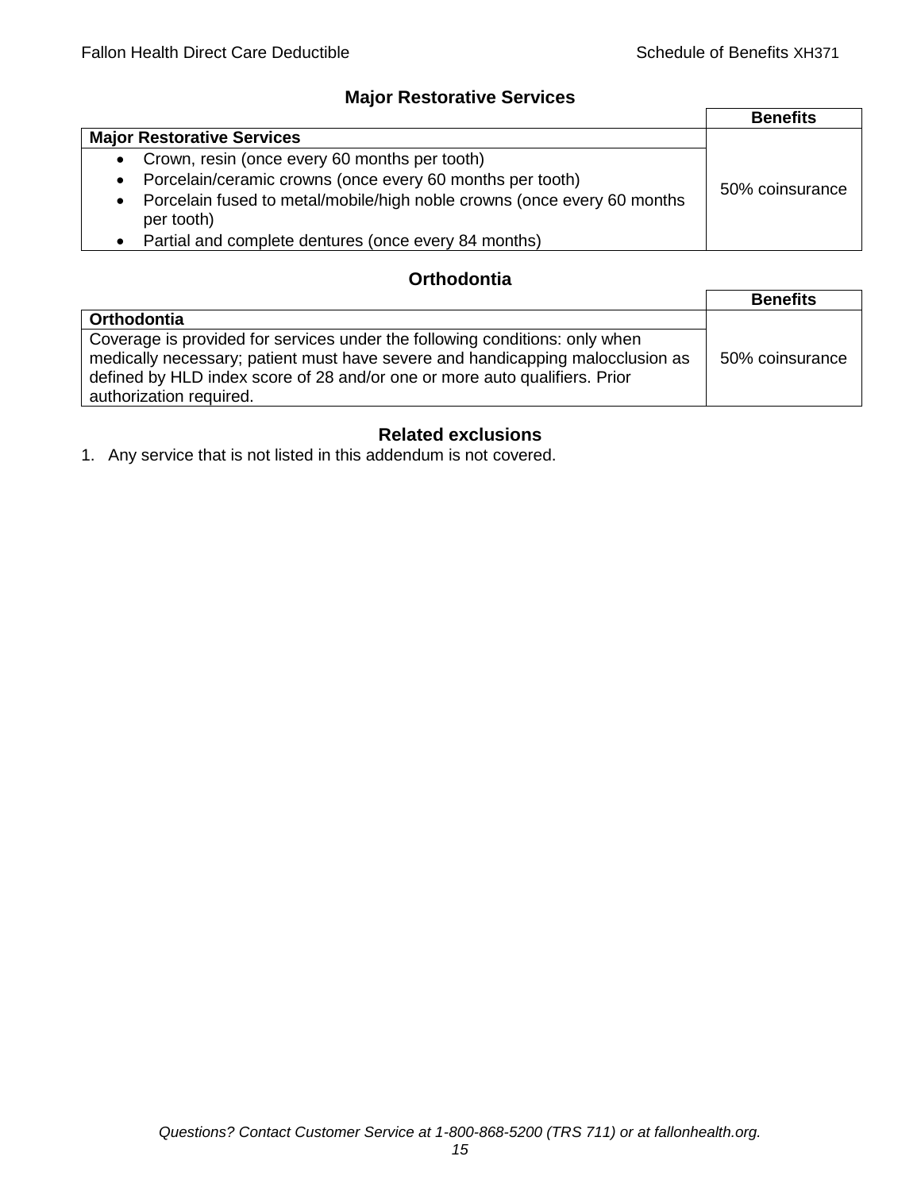## Major Restorative Services

| | Benefits |
|---|---|
| **Major Restorative Services** | 50% coinsurance |
| • Crown, resin (once every 60 months per tooth)<br>• Porcelain/ceramic crowns (once every 60 months per tooth)<br>• Porcelain fused to metal/mobile/high noble crowns (once every 60 months per tooth)<br>• Partial and complete dentures (once every 84 months) | |

## Orthodontia

| | Benefits |
|---|---|
| **Orthodontia** | 50% coinsurance |
| Coverage is provided for services under the following conditions: only when medically necessary; patient must have severe and handicapping malocclusion as defined by HLD index score of 28 and/or one or more auto qualifiers. Prior authorization required. | |

## Related exclusions

1. Any service that is not listed in this addendum is not covered.

*Questions? Contact Customer Service at 1-800-868-5200 (TRS 711) or at fallonhealth.org.*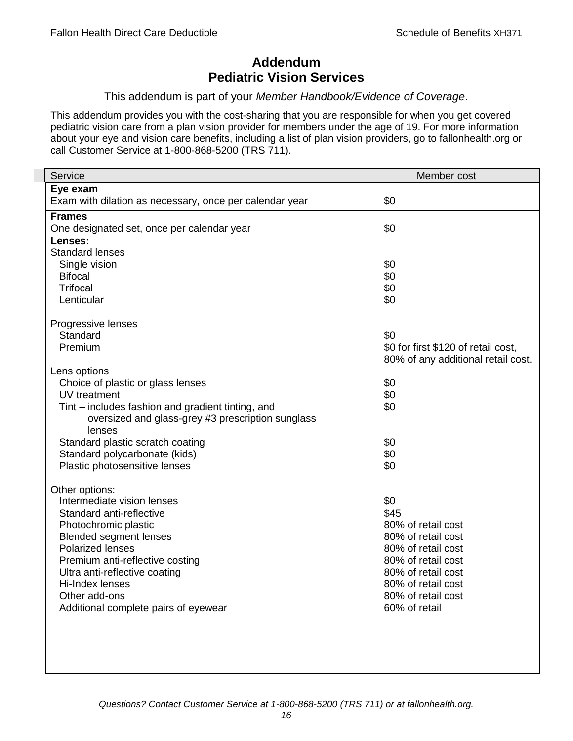# Addendum
# Pediatric Vision Services

This addendum is part of your *Member Handbook/Evidence of Coverage*.

This addendum provides you with the cost-sharing that you are responsible for when you get covered pediatric vision care from a plan vision provider for members under the age of 19. For more information about your eye and vision care benefits, including a list of plan vision providers, go to fallonhealth.org or call Customer Service at 1-800-868-5200 (TRS 711).

| Service | Member cost |
|---|---|
| **Eye exam** | |
| Exam with dilation as necessary, once per calendar year | $0 |
| **Frames** | |
| One designated set, once per calendar year | $0 |
| **Lenses:** | |
| Standard lenses | |
| Single vision | $0 |
| Bifocal | $0 |
| Trifocal | $0 |
| Lenticular | $0 |
| Progressive lenses | |
| Standard | $0 |
| Premium | $0 for first $120 of retail cost, 80% of any additional retail cost. |
| Lens options | |
| Choice of plastic or glass lenses | $0 |
| UV treatment | $0 |
| Tint – includes fashion and gradient tinting, and oversized and glass-grey #3 prescription sunglass lenses | $0 |
| Standard plastic scratch coating | $0 |
| Standard polycarbonate (kids) | $0 |
| Plastic photosensitive lenses | $0 |
| Other options: | |
| Intermediate vision lenses | $0 |
| Standard anti-reflective | $45 |
| Photochromic plastic | 80% of retail cost |
| Blended segment lenses | 80% of retail cost |
| Polarized lenses | 80% of retail cost |
| Premium anti-reflective costing | 80% of retail cost |
| Ultra anti-reflective coating | 80% of retail cost |
| Hi-Index lenses | 80% of retail cost |
| Other add-ons | 80% of retail cost |
| Additional complete pairs of eyewear | 60% of retail |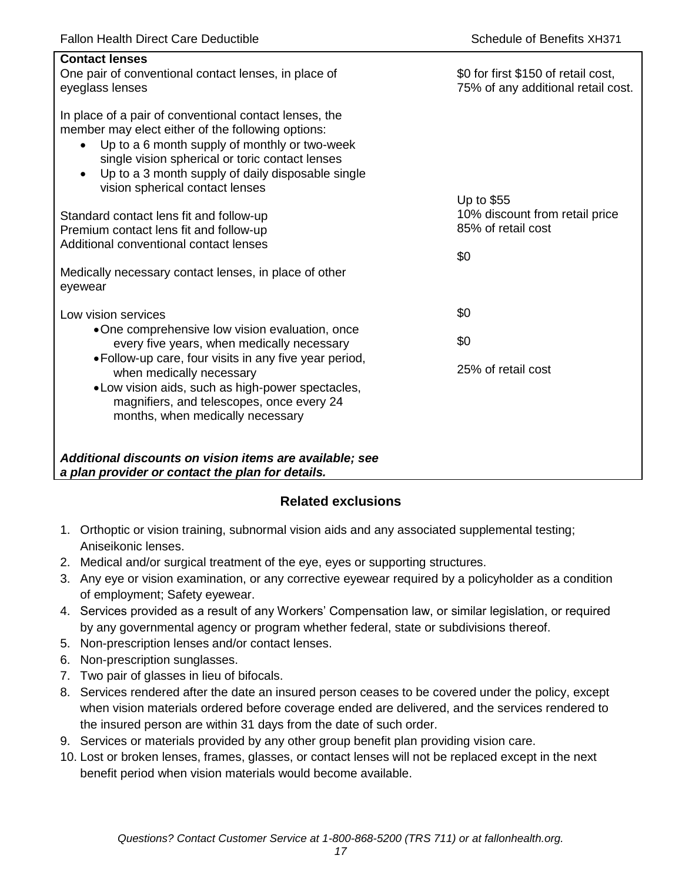| Contact lenses | |
|---|---|
| One pair of conventional contact lenses, in place of eyeglass lenses | $0 for first $150 of retail cost, 75% of any additional retail cost. |
| In place of a pair of conventional contact lenses, the member may elect either of the following options:<br>• Up to a 6 month supply of monthly or two-week single vision spherical or toric contact lenses<br>• Up to a 3 month supply of daily disposable single vision spherical contact lenses | |
| Standard contact lens fit and follow-up | Up to $55 |
| Premium contact lens fit and follow-up | 10% discount from retail price |
| Additional conventional contact lenses | 85% of retail cost |
| Medically necessary contact lenses, in place of other eyewear | $0 |
| Low vision services | |
| • One comprehensive low vision evaluation, once every five years, when medically necessary | $0 |
| • Follow-up care, four visits in any five year period, when medically necessary | $0 |
| • Low vision aids, such as high-power spectacles, magnifiers, and telescopes, once every 24 months, when medically necessary | 25% of retail cost |
| ***Additional discounts on vision items are available; see a plan provider or contact the plan for details.*** | |

## Related exclusions

1. Orthoptic or vision training, subnormal vision aids and any associated supplemental testing; Aniseikonic lenses.
2. Medical and/or surgical treatment of the eye, eyes or supporting structures.
3. Any eye or vision examination, or any corrective eyewear required by a policyholder as a condition of employment; Safety eyewear.
4. Services provided as a result of any Workers' Compensation law, or similar legislation, or required by any governmental agency or program whether federal, state or subdivisions thereof.
5. Non-prescription lenses and/or contact lenses.
6. Non-prescription sunglasses.
7. Two pair of glasses in lieu of bifocals.
8. Services rendered after the date an insured person ceases to be covered under the policy, except when vision materials ordered before coverage ended are delivered, and the services rendered to the insured person are within 31 days from the date of such order.
9. Services or materials provided by any other group benefit plan providing vision care.
10. Lost or broken lenses, frames, glasses, or contact lenses will not be replaced except in the next benefit period when vision materials would become available.

*Questions? Contact Customer Service at 1-800-868-5200 (TRS 711) or at fallonhealth.org.*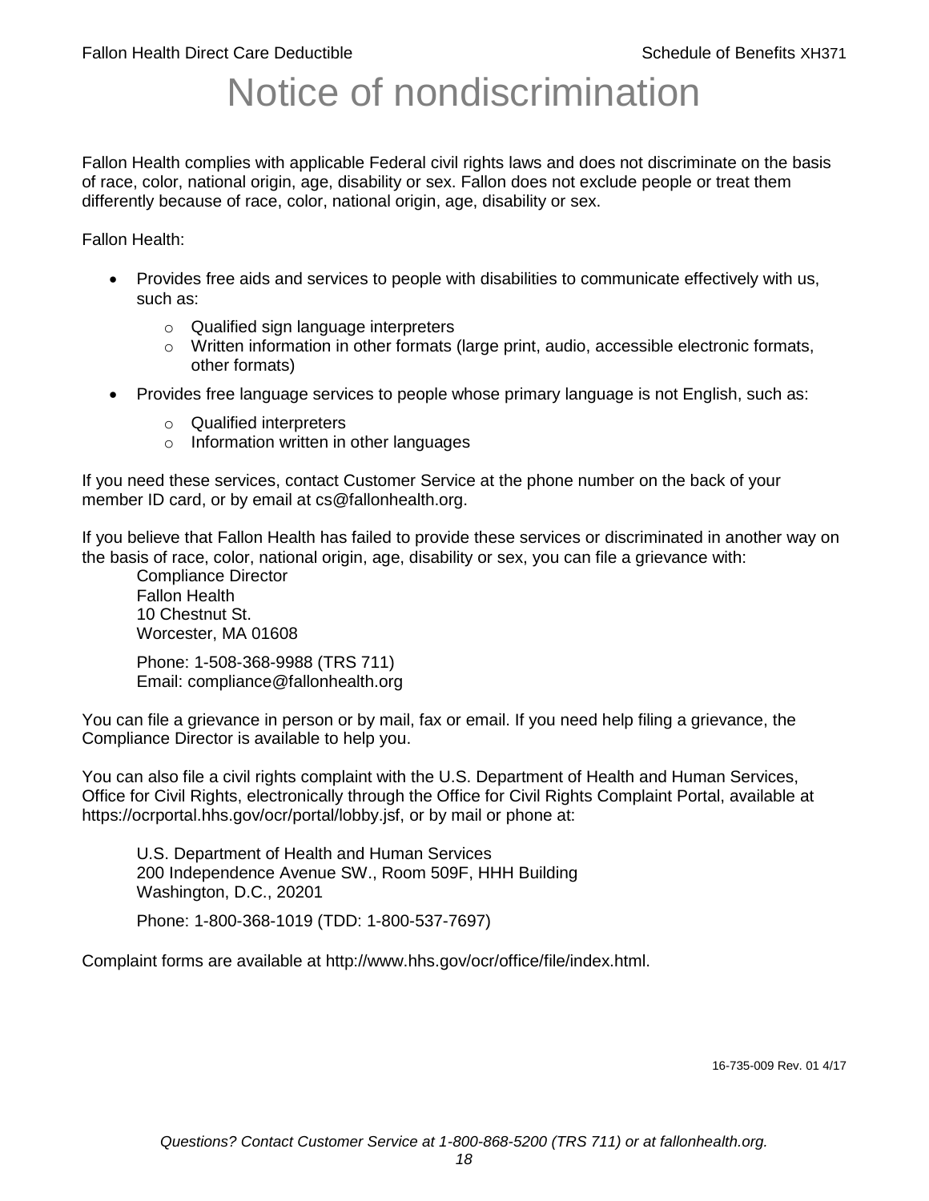# Notice of nondiscrimination

Fallon Health complies with applicable Federal civil rights laws and does not discriminate on the basis of race, color, national origin, age, disability or sex. Fallon does not exclude people or treat them differently because of race, color, national origin, age, disability or sex.

Fallon Health:

- Provides free aids and services to people with disabilities to communicate effectively with us, such as:
  - Qualified sign language interpreters
  - Written information in other formats (large print, audio, accessible electronic formats, other formats)
- Provides free language services to people whose primary language is not English, such as:
  - Qualified interpreters
  - Information written in other languages

If you need these services, contact Customer Service at the phone number on the back of your member ID card, or by email at cs@fallonhealth.org.

If you believe that Fallon Health has failed to provide these services or discriminated in another way on the basis of race, color, national origin, age, disability or sex, you can file a grievance with:

Compliance Director
Fallon Health
10 Chestnut St.
Worcester, MA 01608

Phone: 1-508-368-9988 (TRS 711)
Email: compliance@fallonhealth.org

You can file a grievance in person or by mail, fax or email. If you need help filing a grievance, the Compliance Director is available to help you.

You can also file a civil rights complaint with the U.S. Department of Health and Human Services, Office for Civil Rights, electronically through the Office for Civil Rights Complaint Portal, available at https://ocrportal.hhs.gov/ocr/portal/lobby.jsf, or by mail or phone at:

U.S. Department of Health and Human Services
200 Independence Avenue SW., Room 509F, HHH Building
Washington, D.C., 20201

Phone: 1-800-368-1019 (TDD: 1-800-537-7697)

Complaint forms are available at http://www.hhs.gov/ocr/office/file/index.html.

16-735-009 Rev. 01 4/17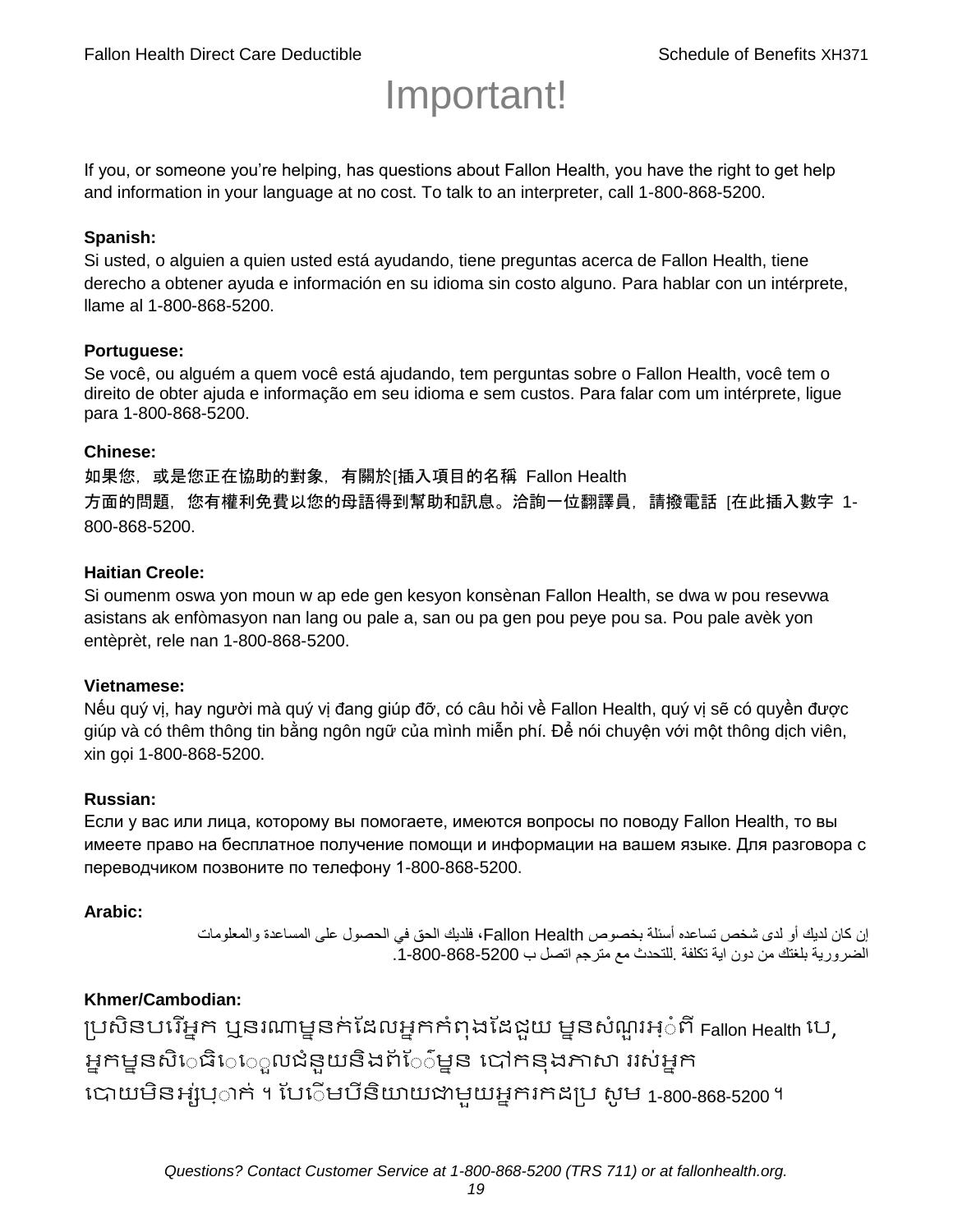# Important!

If you, or someone you're helping, has questions about Fallon Health, you have the right to get help and information in your language at no cost. To talk to an interpreter, call 1-800-868-5200.

**Spanish:**
Si usted, o alguien a quien usted está ayudando, tiene preguntas acerca de Fallon Health, tiene derecho a obtener ayuda e información en su idioma sin costo alguno. Para hablar con un intérprete, llame al 1-800-868-5200.

**Portuguese:**
Se você, ou alguém a quem você está ajudando, tem perguntas sobre o Fallon Health, você tem o direito de obter ajuda e informação em seu idioma e sem custos. Para falar com um intérprete, ligue para 1-800-868-5200.

**Chinese:**
如果您，或是您正在協助的對象，有關於[插入項目的名稱 Fallon Health 方面的問題，您有權利免費以您的母語得到幫助和訊息。洽詢一位翻譯員，請撥電話 [在此插入數字 1-800-868-5200.

**Haitian Creole:**
Si oumenm oswa yon moun w ap ede gen kesyon konsènan Fallon Health, se dwa w pou resevwa asistans ak enfòmasyon nan lang ou pale a, san ou pa gen pou peye pou sa. Pou pale avèk yon entèprèt, rele nan 1-800-868-5200.

**Vietnamese:**
Nếu quý vị, hay người mà quý vị đang giúp đỡ, có câu hỏi về Fallon Health, quý vị sẽ có quyền được giúp và có thêm thông tin bằng ngôn ngữ của mình miễn phí. Để nói chuyện với một thông dịch viên, xin gọi 1-800-868-5200.

**Russian:**
Если у вас или лица, которому вы помогаете, имеются вопросы по поводу Fallon Health, то вы имеете право на бесплатное получение помощи и информации на вашем языке. Для разговора с переводчиком позвоните по телефону 1-800-868-5200.

**Arabic:**
إن كان لديك أو لدى شخص تساعده أسئلة بخصوص Fallon Health، فلديك الحق في الحصول على المساعدة والمعلومات الضرورية بلغتك من دون اية تكلفة .للتحدث مع مترجم اتصل ب 1-800-868-5200.

**Khmer/Cambodian:**
ប្រសិនបរើអ្នក ឬនរណាម្នក់ដែលអ្នកកំពុងដែជួយ ម្នសំណួរអ្ំពី Fallon Health បេ, អ្នកម្នសិេធិេេួលជំនួយនិងព័េ៌ម្នន បៅកនុងភាសា ររស់អ្នក បោយមិនអ្ស់រប្ាក់ ។ បែេើមបីនិយាយជាមួយអ្នករកដប្រ សូម 1-800-868-5200 ។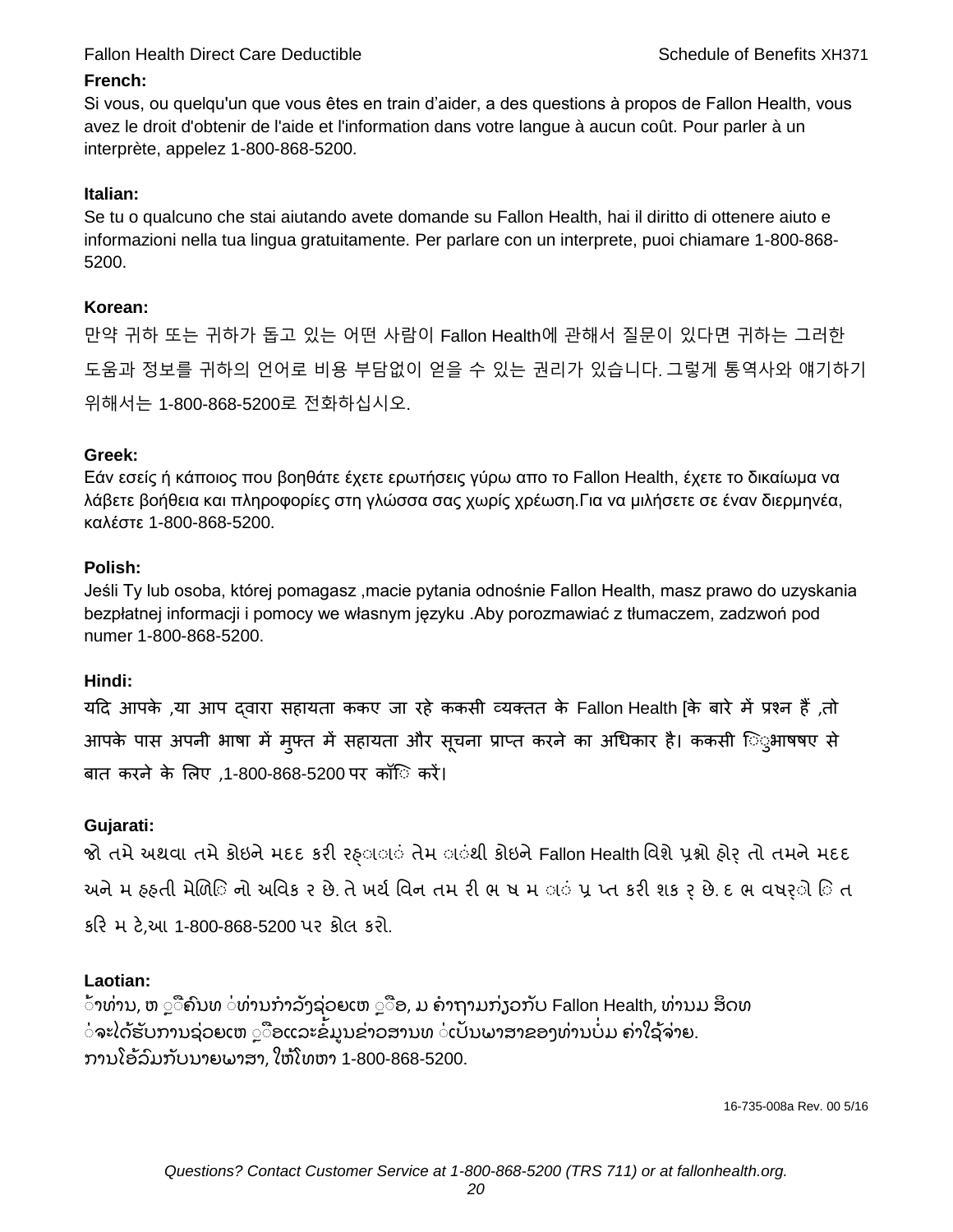**French:**
Si vous, ou quelqu'un que vous êtes en train d’aider, a des questions à propos de Fallon Health, vous avez le droit d'obtenir de l'aide et l'information dans votre langue à aucun coût. Pour parler à un interprète, appelez 1-800-868-5200.

**Italian:**
Se tu o qualcuno che stai aiutando avete domande su Fallon Health, hai il diritto di ottenere aiuto e informazioni nella tua lingua gratuitamente. Per parlare con un interprete, puoi chiamare 1-800-868-5200.

**Korean:**
만약 귀하 또는 귀하가 돕고 있는 어떤 사람이 Fallon Health에 관해서 질문이 있다면 귀하는 그러한 도움과 정보를 귀하의 언어로 비용 부담없이 얻을 수 있는 권리가 있습니다. 그렇게 통역사와 얘기하기 위해서는 1-800-868-5200로 전화하십시오.

**Greek:**
Εάν εσείς ή κάποιος που βοηθάτε έχετε ερωτήσεις γύρω απο το Fallon Health, έχετε το δικαίωμα να λάβετε βοήθεια και πληροφορίες στη γλώσσα σας χωρίς χρέωση.Για να μιλήσετε σε έναν διερμηνέα, καλέστε 1-800-868-5200.

**Polish:**
Jeśli Ty lub osoba, której pomagasz ,macie pytania odnośnie Fallon Health, masz prawo do uzyskania bezpłatnej informacji i pomocy we własnym języku .Aby porozmawiać z tłumaczem, zadzwoń pod numer 1-800-868-5200.

**Hindi:**
यदि आपके ,या आप द्वारा सहायता ककए जा रहे ककसी व्यक्तत के Fallon Health [के बारे में प्रश्न हैं ,तो आपके पास अपनी भाषा में मुफ्त में सहायता और सूचना प्राप्त करने का अधिकार है। ककसी िुभाषषए से बात करने के लिए ,1-800-868-5200 पर कॉि करें।

**Gujarati:**
જો તમે અથવા તમે કોઇને મદદ કરી રહ્ાાં તેમ ાંથી કોઇને Fallon Health વિશે પ્રશ્નો હોર્ તો તમને મદદ અને મ હહતી મેળિિ નો અવિક ર છે. તે ખર્ચ વિન તમ રી ભ ષ મ ાં પ્ર પ્ત કરી શક ર્ છે. દ ભ વષર્ો િ ત કરિ મ ટે,આ 1-800-868-5200 પર કોલ કરો.

**Laotian:**
້າທ່ານ, ຫ ູຶຄົນທ ່ທ່ານກໍາລັງຊ່ວຍເຫ ູຶອ, ມ ຄໍາຖາມກ່ຽວກັບ Fallon Health, ທ່ານມ ສິດທ ່ຈະໄດ້ຮັບການຊ່ວຍເຫ ູຶອແລະຂໍ້ມູນຂ່າວສານທ ່ເປັນພາສາຂອງທ່ານບໍ່ມ ຄ່າໃຊ້ຈ່າຍ. ການໂອ້ລົມກັບນາຍພາສາ, ໃຫ້ໂທຫາ 1-800-868-5200.

16-735-008a Rev. 00 5/16

*Questions? Contact Customer Service at 1-800-868-5200 (TRS 711) or at fallonhealth.org.*